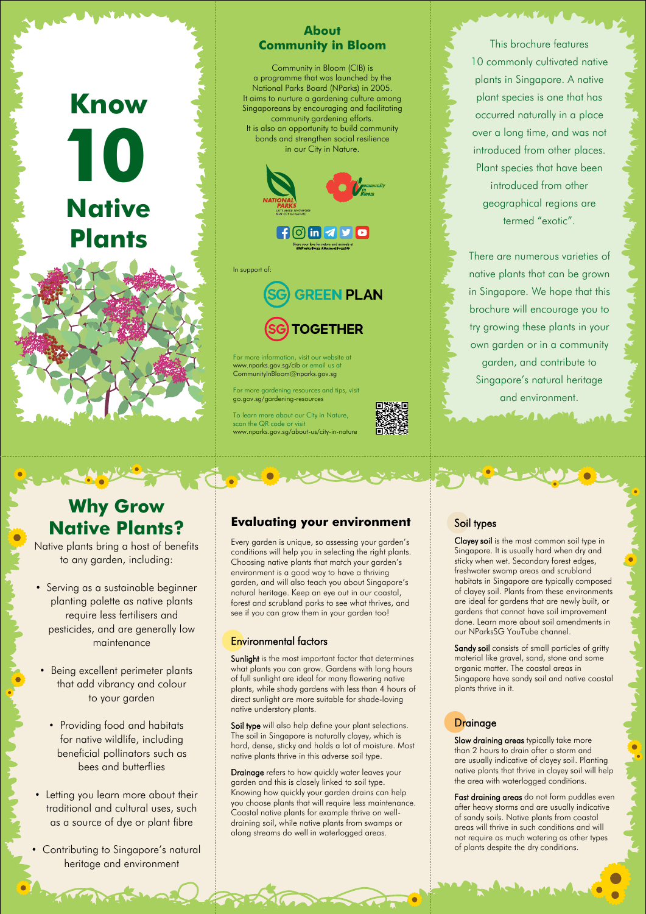# Know 10 Native Plants

## About Community in Bloom

Community in Bloom (CIB) is a programme that was launched by the National Parks Board (NParks) in 2005. It aims to nurture a gardening culture among Singaporeans by encouraging and facilitating community gardening efforts. It is also an opportunity to build community bonds and strengthen social resilience in our City in Nature.

NATIONAL PARKS — LET'S MAKE SINGAPORE OUR CITY IN NATURE

Community in Bloom

Share your love for nature and animals at #NParksBuzz #AnimalBuzzSG

In support of:

SG GREEN PLAN

SG TOGETHER

For more information, visit our website at www.nparks.gov.sg/cib or email us at CommunityInBloom@nparks.gov.sg

For more gardening resources and tips, visit go.gov.sg/gardening-resources

To learn more about our City in Nature, scan the QR code or visit www.nparks.gov.sg/about-us/city-in-nature

This brochure features 10 commonly cultivated native plants in Singapore. A native plant species is one that has occurred naturally in a place over a long time, and was not introduced from other places. Plant species that have been introduced from other geographical regions are termed "exotic".

There are numerous varieties of native plants that can be grown in Singapore. We hope that this brochure will encourage you to try growing these plants in your own garden or in a community garden, and contribute to Singapore's natural heritage and environment.

## Why Grow Native Plants?

Native plants bring a host of benefits to any garden, including:

- Serving as a sustainable beginner planting palette as native plants require less fertilisers and pesticides, and are generally low maintenance
- Being excellent perimeter plants that add vibrancy and colour to your garden
- Providing food and habitats for native wildlife, including beneficial pollinators such as bees and butterflies
- Letting you learn more about their traditional and cultural uses, such as a source of dye or plant fibre
- Contributing to Singapore's natural heritage and environment

## Evaluating your environment

Every garden is unique, so assessing your garden's conditions will help you in selecting the right plants. Choosing native plants that match your garden's environment is a good way to have a thriving garden, and will also teach you about Singapore's natural heritage. Keep an eye out in our coastal, forest and scrubland parks to see what thrives, and see if you can grow them in your garden too!

### Environmental factors

**Sunlight** is the most important factor that determines what plants you can grow. Gardens with long hours of full sunlight are ideal for many flowering native plants, while shady gardens with less than 4 hours of direct sunlight are more suitable for shade-loving native understory plants.

**Soil type** will also help define your plant selections. The soil in Singapore is naturally clayey, which is hard, dense, sticky and holds a lot of moisture. Most native plants thrive in this adverse soil type.

**Drainage** refers to how quickly water leaves your garden and this is closely linked to soil type. Knowing how quickly your garden drains can help you choose plants that will require less maintenance. Coastal native plants for example thrive on well-draining soil, while native plants from swamps or along streams do well in waterlogged areas.

### Soil types

**Clayey soil** is the most common soil type in Singapore. It is usually hard when dry and sticky when wet. Secondary forest edges, freshwater swamp areas and scrubland habitats in Singapore are typically composed of clayey soil. Plants from these environments are ideal for gardens that are newly built, or gardens that cannot have soil improvement done. Learn more about soil amendments in our NParksSG YouTube channel.

**Sandy soil** consists of small particles of gritty material like gravel, sand, stone and some organic matter. The coastal areas in Singapore have sandy soil and native coastal plants thrive in it.

### Drainage

**Slow draining areas** typically take more than 2 hours to drain after a storm and are usually indicative of clayey soil. Planting native plants that thrive in clayey soil will help the area with waterlogged conditions.

**Fast draining areas** do not form puddles even after heavy storms and are usually indicative of sandy soils. Native plants from coastal areas will thrive in such conditions and will not require as much watering as other types of plants despite the dry conditions.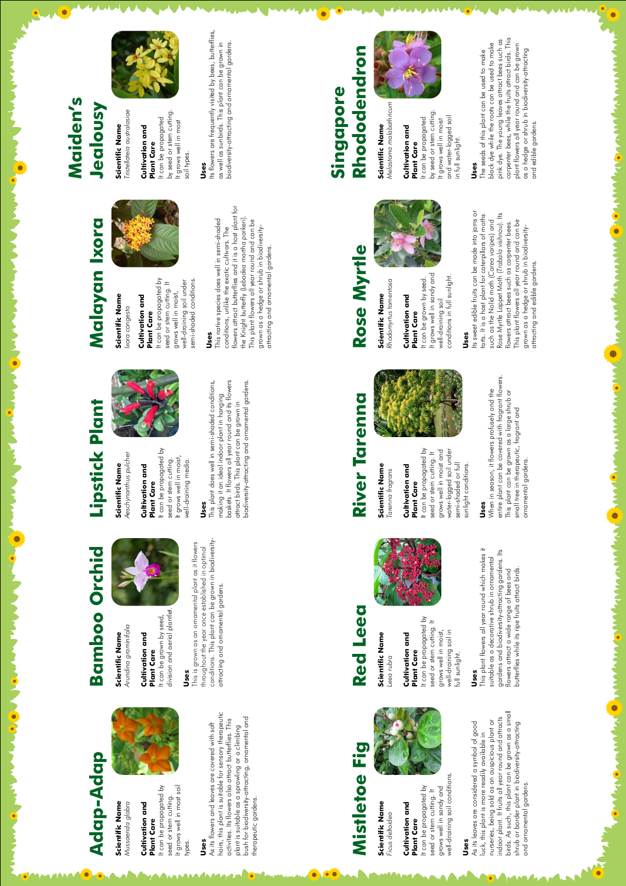## Adap-Adap

**Scientific Name**
*Mussaenda glabra*

**Cultivation and Plant Care**
It can be propagated by seed or stem cutting. It grows well in most soil types.

**Uses**
As its flowers and leaves are covered with soft hairs, this plant is suitable for sensory therapeutic activities. Its flowers also attract butterflies. This plant is suitable as a sprawling or a climbing bush for biodiversity-attracting, ornamental and therapeutic gardens.

## Bamboo Orchid

**Scientific Name**
*Arundina graminifolia*

**Cultivation and Plant Care**
It can be grown by seed, division and aerial plantlet.

**Uses**
This is grown as an ornamental plant as it flowers throughout the year once established in optimal conditions. This plant can be grown in biodiversity-attracting and ornamental gardens.

## Lipstick Plant

**Scientific Name**
*Aeschynanthus pulcher*

**Cultivation and Plant Care**
It can be propagated by seed or stem cutting. It grows well in moist, well-draining media.

**Uses**
This plant does well in semi-shaded conditions, making it an ideal indoor plant in hanging baskets. It flowers all year round and its flowers attract birds. This plant can be grown in biodiversity-attracting and ornamental gardens.

## Malayan Ixora

**Scientific Name**
*Ixora congesta*

**Cultivation and Plant Care**
It can be propagated by seed or stem cutting. It grows well in moist, well-draining soil under semi-shaded conditions.

**Uses**
This native species does well in semi-shaded conditions, unlike the exotic cultivars. The flowers attract butterflies and it is a host plant for the Knight butterfly (*Lebadea martha parkeri*). This plant flowers all year round and can be grown as a hedge or shrub in biodiversity-attracting and ornamental gardens.

## Maiden's Jealousy

**Scientific Name**
*Tristellateia australasiae*

**Cultivation and Plant Care**
It can be propagated by seed or stem cutting. It grows well in most soil types.

**Uses**
Its flowers are frequently visited by bees, butterflies, as well as sunbirds. This plant can be grown in biodiversity-attracting and ornamental gardens.

## Mistletoe Fig

**Scientific Name**
*Ficus deltoidea*

**Cultivation and Plant Care**
It can be propagated by seed or stem cutting. It grows well in sandy and well-draining soil conditions.

**Uses**
As its leaves are considered a symbol of good luck, this plant is more readily available in nurseries, being sold as an auspicious plant or indoor plant. It fruits all year round and attracts birds. As such, this plant can be grown as a small shrub or border plant in biodiversity-attracting and ornamental gardens.

## Red Leea

**Scientific Name**
*Leea rubra*

**Cultivation and Plant Care**
It can be propagated by seed or stem cutting. It grows well in moist, well-draining soil in full sunlight.

**Uses**
This plant flowers all year round which makes it suitable as a decorative shrub in ornamental gardens and biodiversity-attracting gardens. Its flowers attract a wide range of bees and butterflies while its ripe fruits attract birds.

## River Tarenna

**Scientific Name**
*Tarenna fragrans*

**Cultivation and Plant Care**
It can be propagated by seed or stem cutting. It grows well in moist and water-logged soil under semi-shaded or full sunlight conditions.

**Uses**
When in season, it flowers profusely and the entire plant can be covered with fragrant flowers. This plant can be grown as a large shrub or small tree in therapeutic, fragrant and ornamental gardens.

## Rose Myrtle

**Scientific Name**
*Rhodomyrtus tomentosa*

**Cultivation and Plant Care**
It can be grown by seed. It grows well in sandy and well-draining soil conditions in full sunlight.

**Uses**
Its sweet edible fruits can be made into jams or tarts. It is a host plant for caterpillars of moths such as the Nolid moth (*Carea varipes*) and Rose Myrtle Lappet Moth (*Trabala vishnou*). Its flowers attract bees such as carpenter bees. This plant flowers all year round and can be grown as a hedge or shrub in biodiversity-attracting and edible gardens.

## Singapore Rhododendron

**Scientific Name**
*Melastoma malabathricum*

**Cultivation and Plant Care**
It can be propagated by seed or stem cutting. It grows well in moist and water-logged soil in full sunlight.

**Uses**
The seeds of this plant can be used to make black dye while the roots can be used to make pink dye. The young leaves attract bees such as carpenter bees, while the fruits attract birds. This plant flowers all year round and can be grown as a hedge or shrub in biodiversity-attracting and edible gardens.